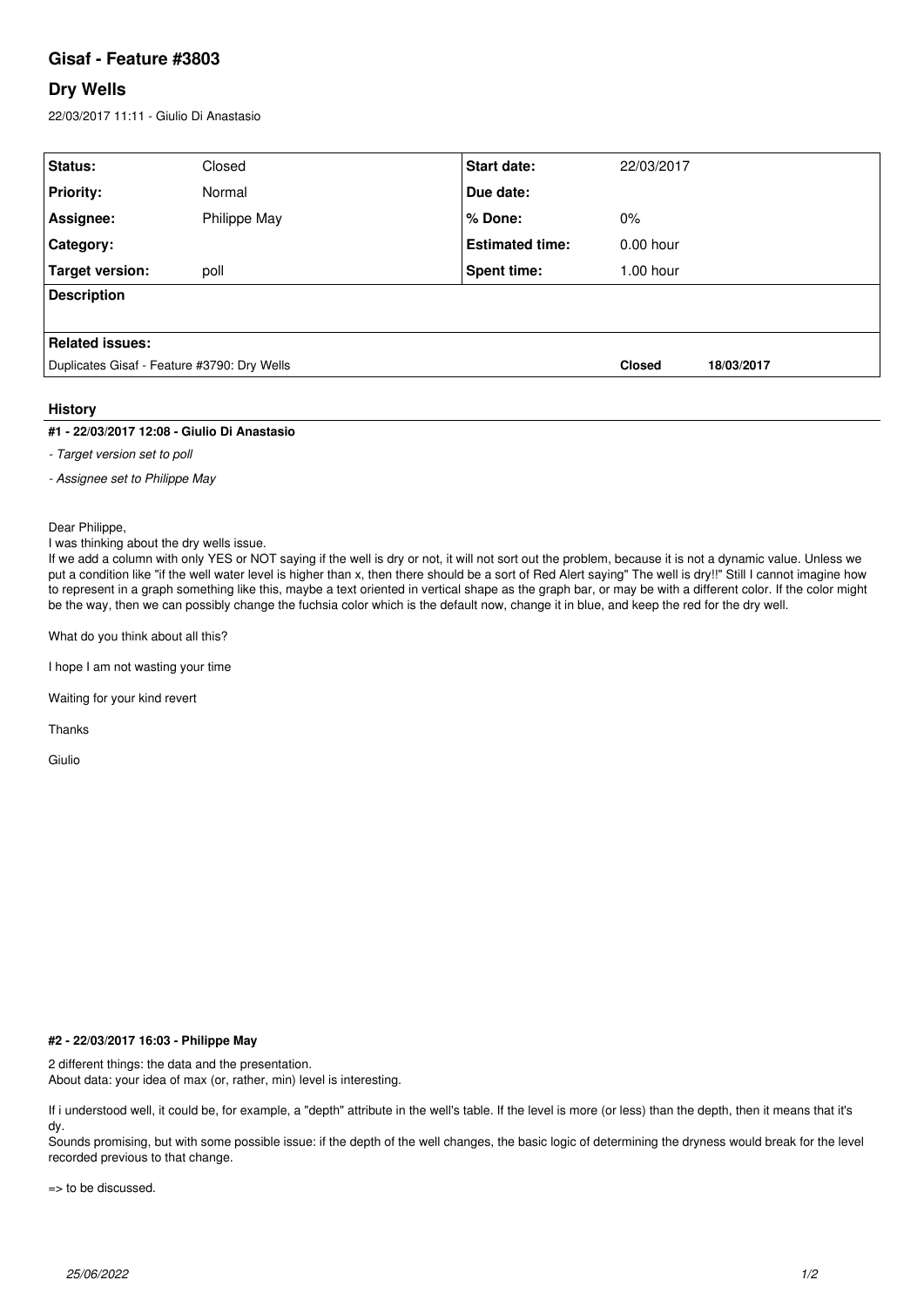# Gisaf - Feature #3803

## Dry Wells

22/03/2017 11:11 - Giulio Di Anastasio

| | | | |
|---|---|---|---|
| **Status:** | Closed | **Start date:** | 22/03/2017 |
| **Priority:** | Normal | **Due date:** | |
| **Assignee:** | Philippe May | **% Done:** | 0% |
| **Category:** | | **Estimated time:** | 0.00 hour |
| **Target version:** | poll | **Spent time:** | 1.00 hour |

**Description**

**Related issues:**

| | | |
|---|---|---|
| Duplicates Gisaf - Feature #3790: Dry Wells | **Closed** | **18/03/2017** |

### History

#### #1 - 22/03/2017 12:08 - Giulio Di Anastasio

*- Target version set to poll*

*- Assignee set to Philippe May*

Dear Philippe,
I was thinking about the dry wells issue.
If we add a column with only YES or NOT saying if the well is dry or not, it will not sort out the problem, because it is not a dynamic value. Unless we put a condition like "if the well water level is higher than x, then there should be a sort of Red Alert saying" The well is dry!!" Still I cannot imagine how to represent in a graph something like this, maybe a text oriented in vertical shape as the graph bar, or may be with a different color. If the color might be the way, then we can possibly change the fuchsia color which is the default now, change it in blue, and keep the red for the dry well.

What do you think about all this?

I hope I am not wasting your time

Waiting for your kind revert

Thanks

Giulio

#### #2 - 22/03/2017 16:03 - Philippe May

2 different things: the data and the presentation.
About data: your idea of max (or, rather, min) level is interesting.

If i understood well, it could be, for example, a "depth" attribute in the well's table. If the level is more (or less) than the depth, then it means that it's dy.
Sounds promising, but with some possible issue: if the depth of the well changes, the basic logic of determining the dryness would break for the level recorded previous to that change.

=> to be discussed.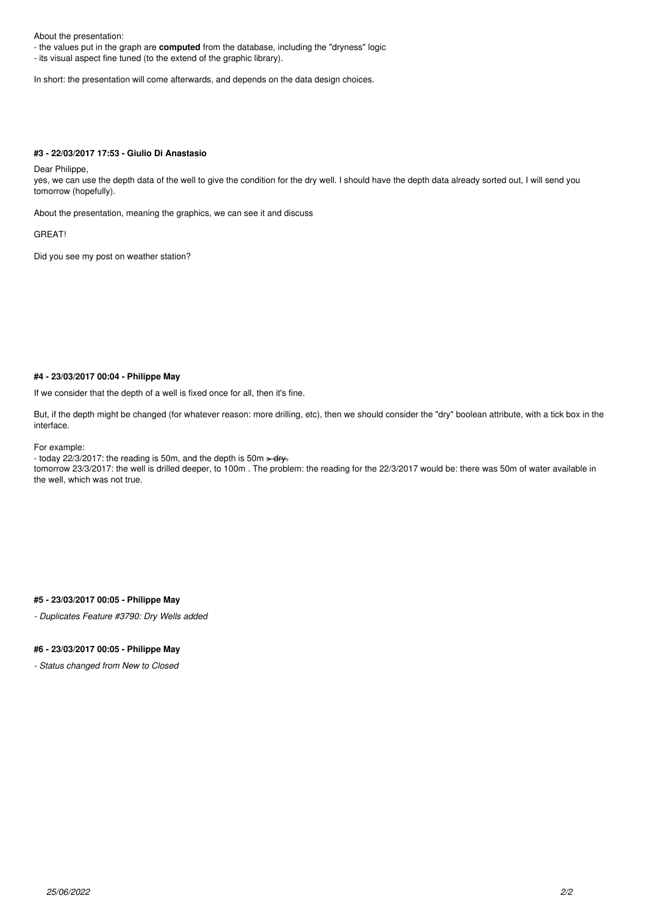About the presentation:
- the values put in the graph are **computed** from the database, including the "dryness" logic
- its visual aspect fine tuned (to the extend of the graphic library).

In short: the presentation will come afterwards, and depends on the data design choices.

#### #3 - 22/03/2017 17:53 - Giulio Di Anastasio

Dear Philippe,
yes, we can use the depth data of the well to give the condition for the dry well. I should have the depth data already sorted out, I will send you tomorrow (hopefully).

About the presentation, meaning the graphics, we can see it and discuss

GREAT!

Did you see my post on weather station?

#### #4 - 23/03/2017 00:04 - Philippe May

If we consider that the depth of a well is fixed once for all, then it's fine.

But, if the depth might be changed (for whatever reason: more drilling, etc), then we should consider the "dry" boolean attribute, with a tick box in the interface.

For example:
- today 22/3/2017: the reading is 50m, and the depth is 50m ~~> dry.~~
tomorrow 23/3/2017: the well is drilled deeper, to 100m . The problem: the reading for the 22/3/2017 would be: there was 50m of water available in the well, which was not true.

#### #5 - 23/03/2017 00:05 - Philippe May

*- Duplicates Feature #3790: Dry Wells added*

#### #6 - 23/03/2017 00:05 - Philippe May

*- Status changed from New to Closed*